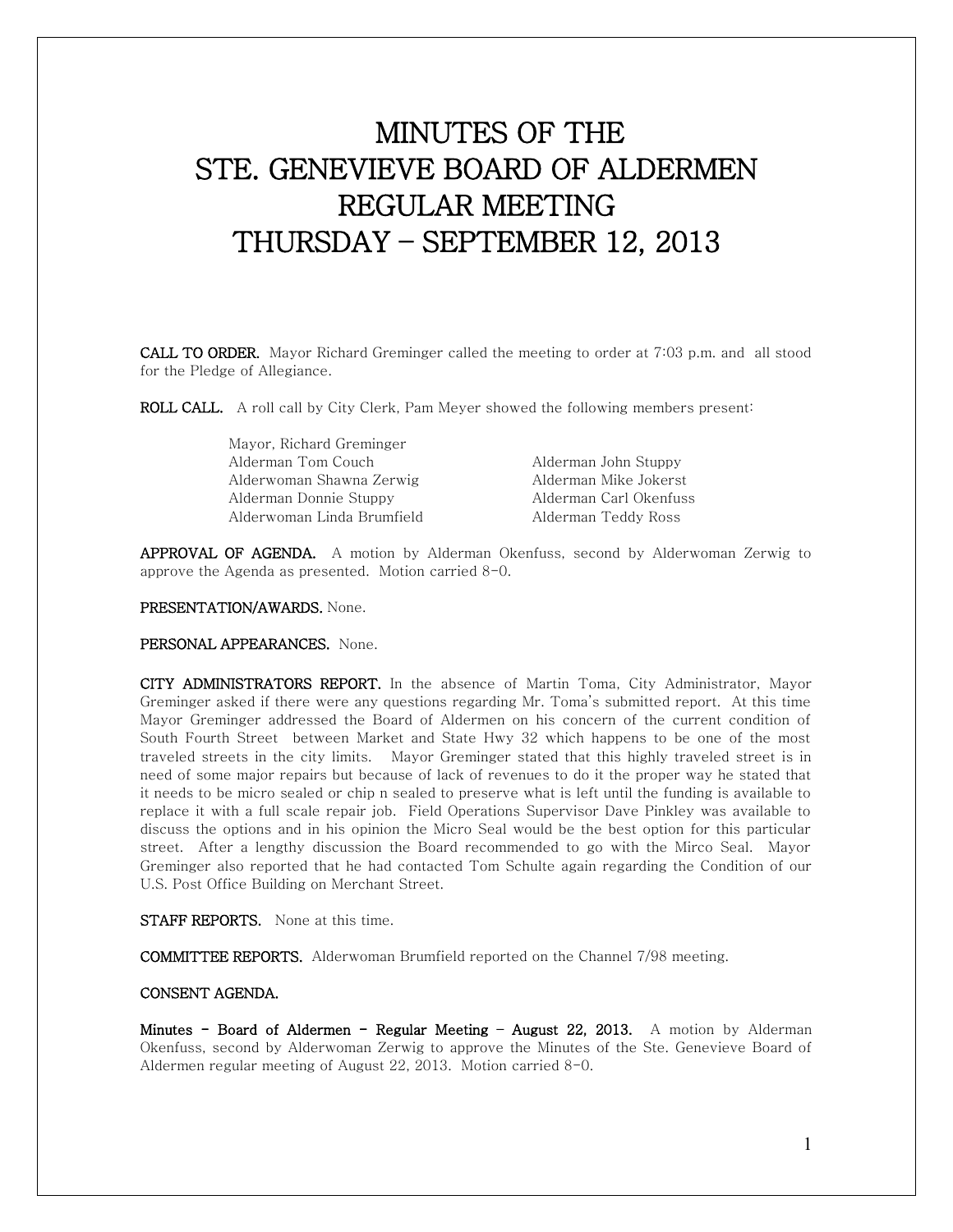# MINUTES OF THE
# STE. GENEVIEVE BOARD OF ALDERMEN
# REGULAR MEETING
# THURSDAY – SEPTEMBER 12, 2013

**CALL TO ORDER.** Mayor Richard Greminger called the meeting to order at 7:03 p.m. and all stood for the Pledge of Allegiance.

**ROLL CALL.** A roll call by City Clerk, Pam Meyer showed the following members present:

Mayor, Richard Greminger
Alderman Tom Couch
Alderwoman Shawna Zerwig
Alderman Donnie Stuppy
Alderwoman Linda Brumfield
Alderman John Stuppy
Alderman Mike Jokerst
Alderman Carl Okenfuss
Alderman Teddy Ross

**APPROVAL OF AGENDA.** A motion by Alderman Okenfuss, second by Alderwoman Zerwig to approve the Agenda as presented. Motion carried 8-0.

**PRESENTATION/AWARDS.** None.

**PERSONAL APPEARANCES.** None.

**CITY ADMINISTRATORS REPORT.** In the absence of Martin Toma, City Administrator, Mayor Greminger asked if there were any questions regarding Mr. Toma's submitted report. At this time Mayor Greminger addressed the Board of Aldermen on his concern of the current condition of South Fourth Street between Market and State Hwy 32 which happens to be one of the most traveled streets in the city limits. Mayor Greminger stated that this highly traveled street is in need of some major repairs but because of lack of revenues to do it the proper way he stated that it needs to be micro sealed or chip n sealed to preserve what is left until the funding is available to replace it with a full scale repair job. Field Operations Supervisor Dave Pinkley was available to discuss the options and in his opinion the Micro Seal would be the best option for this particular street. After a lengthy discussion the Board recommended to go with the Mirco Seal. Mayor Greminger also reported that he had contacted Tom Schulte again regarding the Condition of our U.S. Post Office Building on Merchant Street.

**STAFF REPORTS.** None at this time.

**COMMITTEE REPORTS.** Alderwoman Brumfield reported on the Channel 7/98 meeting.

**CONSENT AGENDA.**

**Minutes - Board of Aldermen - Regular Meeting - August 22, 2013.** A motion by Alderman Okenfuss, second by Alderwoman Zerwig to approve the Minutes of the Ste. Genevieve Board of Aldermen regular meeting of August 22, 2013. Motion carried 8-0.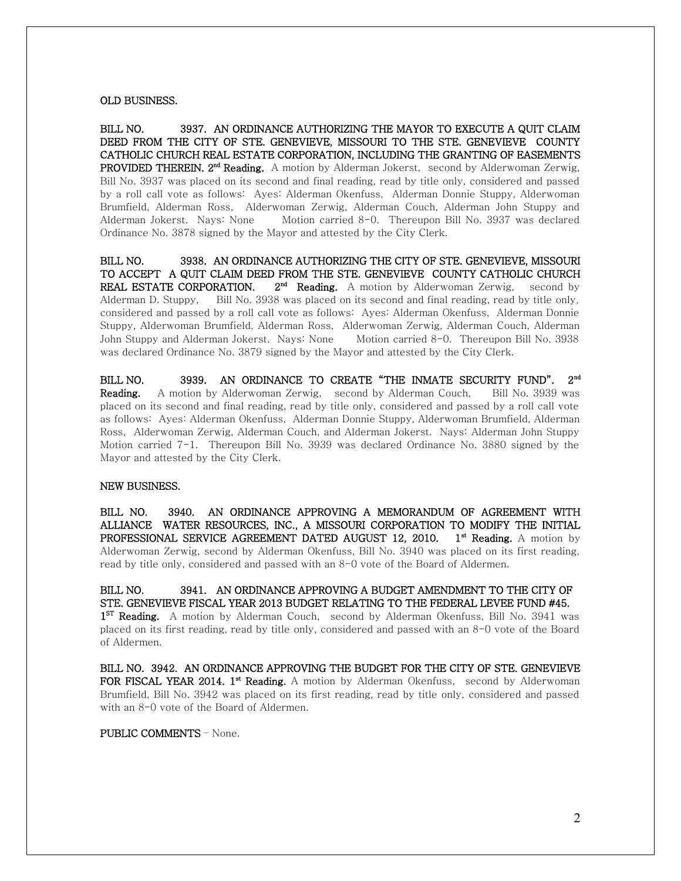**OLD BUSINESS.**

**BILL NO. 3937. AN ORDINANCE AUTHORIZING THE MAYOR TO EXECUTE A QUIT CLAIM DEED FROM THE CITY OF STE. GENEVIEVE, MISSOURI TO THE STE. GENEVIEVE COUNTY CATHOLIC CHURCH REAL ESTATE CORPORATION, INCLUDING THE GRANTING OF EASEMENTS PROVIDED THEREIN. 2nd Reading.** A motion by Alderman Jokerst, second by Alderwoman Zerwig, Bill No. 3937 was placed on its second and final reading, read by title only, considered and passed by a roll call vote as follows: Ayes: Alderman Okenfuss, Alderman Donnie Stuppy, Alderwoman Brumfield, Alderman Ross, Alderwoman Zerwig, Alderman Couch, Alderman John Stuppy and Alderman Jokerst. Nays: None Motion carried 8-0. Thereupon Bill No. 3937 was declared Ordinance No. 3878 signed by the Mayor and attested by the City Clerk.

**BILL NO. 3938. AN ORDINANCE AUTHORIZING THE CITY OF STE. GENEVIEVE, MISSOURI TO ACCEPT A QUIT CLAIM DEED FROM THE STE. GENEVIEVE COUNTY CATHOLIC CHURCH REAL ESTATE CORPORATION. 2nd Reading.** A motion by Alderwoman Zerwig, second by Alderman D. Stuppy, Bill No. 3938 was placed on its second and final reading, read by title only, considered and passed by a roll call vote as follows: Ayes: Alderman Okenfuss, Alderman Donnie Stuppy, Alderwoman Brumfield, Alderman Ross, Alderwoman Zerwig, Alderman Couch, Alderman John Stuppy and Alderman Jokerst. Nays: None Motion carried 8-0. Thereupon Bill No. 3938 was declared Ordinance No. 3879 signed by the Mayor and attested by the City Clerk.

**BILL NO. 3939. AN ORDINANCE TO CREATE "THE INMATE SECURITY FUND". 2nd Reading.** A motion by Alderwoman Zerwig, second by Alderman Couch, Bill No. 3939 was placed on its second and final reading, read by title only, considered and passed by a roll call vote as follows: Ayes: Alderman Okenfuss, Alderman Donnie Stuppy, Alderwoman Brumfield, Alderman Ross, Alderwoman Zerwig, Alderman Couch, and Alderman Jokerst. Nays: Alderman John Stuppy Motion carried 7-1. Thereupon Bill No. 3939 was declared Ordinance No. 3880 signed by the Mayor and attested by the City Clerk.

**NEW BUSINESS.**

**BILL NO. 3940. AN ORDINANCE APPROVING A MEMORANDUM OF AGREEMENT WITH ALLIANCE WATER RESOURCES, INC., A MISSOURI CORPORATION TO MODIFY THE INITIAL PROFESSIONAL SERVICE AGREEMENT DATED AUGUST 12, 2010. 1st Reading.** A motion by Alderwoman Zerwig, second by Alderman Okenfuss, Bill No. 3940 was placed on its first reading, read by title only, considered and passed with an 8-0 vote of the Board of Aldermen.

**BILL NO. 3941. AN ORDINANCE APPROVING A BUDGET AMENDMENT TO THE CITY OF STE. GENEVIEVE FISCAL YEAR 2013 BUDGET RELATING TO THE FEDERAL LEVEE FUND #45. 1ST Reading.** A motion by Alderman Couch, second by Alderman Okenfuss, Bill No. 3941 was placed on its first reading, read by title only, considered and passed with an 8-0 vote of the Board of Aldermen.

**BILL NO. 3942. AN ORDINANCE APPROVING THE BUDGET FOR THE CITY OF STE. GENEVIEVE FOR FISCAL YEAR 2014. 1st Reading.** A motion by Alderman Okenfuss, second by Alderwoman Brumfield, Bill No. 3942 was placed on its first reading, read by title only, considered and passed with an 8-0 vote of the Board of Aldermen.

**PUBLIC COMMENTS** – None.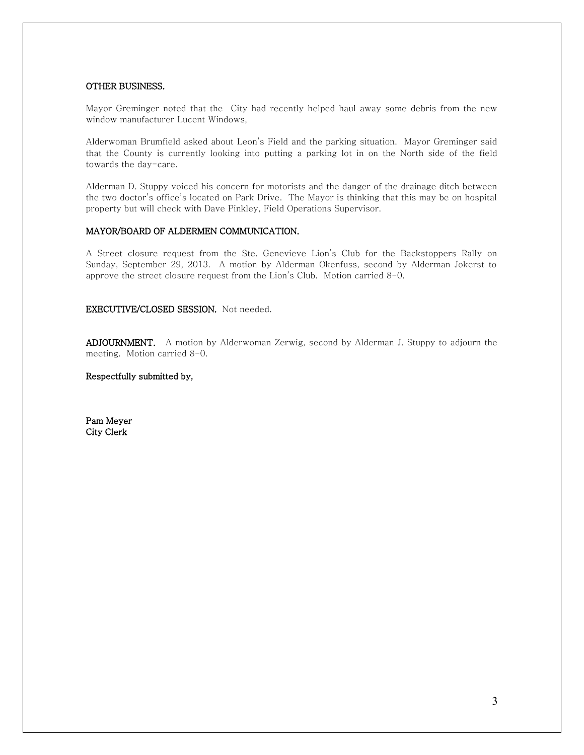**OTHER BUSINESS.**

Mayor Greminger noted that the City had recently helped haul away some debris from the new window manufacturer Lucent Windows,

Alderwoman Brumfield asked about Leon's Field and the parking situation. Mayor Greminger said that the County is currently looking into putting a parking lot in on the North side of the field towards the day-care.

Alderman D. Stuppy voiced his concern for motorists and the danger of the drainage ditch between the two doctor's office's located on Park Drive. The Mayor is thinking that this may be on hospital property but will check with Dave Pinkley, Field Operations Supervisor.

**MAYOR/BOARD OF ALDERMEN COMMUNICATION.**

A Street closure request from the Ste. Genevieve Lion's Club for the Backstoppers Rally on Sunday, September 29, 2013. A motion by Alderman Okenfuss, second by Alderman Jokerst to approve the street closure request from the Lion's Club. Motion carried 8-0.

**EXECUTIVE/CLOSED SESSION.** Not needed.

**ADJOURNMENT.** A motion by Alderwoman Zerwig, second by Alderman J. Stuppy to adjourn the meeting. Motion carried 8-0.

**Respectfully submitted by,**

**Pam Meyer**
**City Clerk**